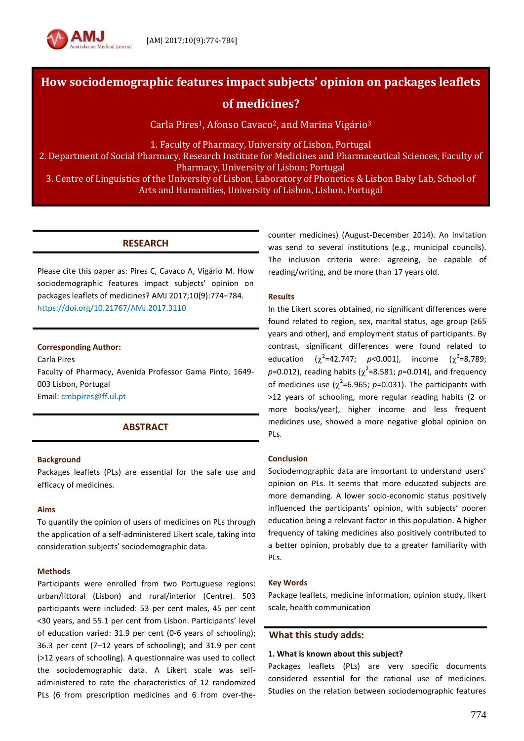# How sociodemographic features impact subjects' opinion on packages leaflets of medicines?

Carla Pires[1], Afonso Cavaco[2], and Marina Vigário[3]

1. Faculty of Pharmacy, University of Lisbon, Portugal
2. Department of Social Pharmacy, Research Institute for Medicines and Pharmaceutical Sciences, Faculty of Pharmacy, University of Lisbon; Portugal
3. Centre of Linguistics of the University of Lisbon, Laboratory of Phonetics & Lisbon Baby Lab, School of Arts and Humanities, University of Lisbon, Lisbon, Portugal

## RESEARCH

Please cite this paper as: Pires C, Cavaco A, Vigário M. How sociodemographic features impact subjects' opinion on packages leaflets of medicines? AMJ 2017;10(9):774–784. https://doi.org/10.21767/AMJ.2017.3110

**Corresponding Author:**
Carla Pires
Faculty of Pharmacy, Avenida Professor Gama Pinto, 1649-003 Lisbon, Portugal
Email: cmbpires@ff.ul.pt

## ABSTRACT

### Background

Packages leaflets (PLs) are essential for the safe use and efficacy of medicines.

### Aims

To quantify the opinion of users of medicines on PLs through the application of a self-administered Likert scale, taking into consideration subjects' sociodemographic data.

### Methods

Participants were enrolled from two Portuguese regions: urban/littoral (Lisbon) and rural/interior (Centre). 503 participants were included: 53 per cent males, 45 per cent <30 years, and 55.1 per cent from Lisbon. Participants' level of education varied: 31.9 per cent (0-6 years of schooling); 36.3 per cent (7–12 years of schooling); and 31.9 per cent (>12 years of schooling). A questionnaire was used to collect the sociodemographic data. A Likert scale was self-administered to rate the characteristics of 12 randomized PLs (6 from prescription medicines and 6 from over-the-counter medicines) (August-December 2014). An invitation was send to several institutions (e.g., municipal councils). The inclusion criteria were: agreeing, be capable of reading/writing, and be more than 17 years old.

### Results

In the Likert scores obtained, no significant differences were found related to region, sex, marital status, age group (≥65 years and other), and employment status of participants. By contrast, significant differences were found related to education ($\chi^2$=42.747; $p$<0.001), income ($\chi^2$=8.789; $p$=0.012), reading habits ($\chi^2$=8.581; $p$=0.014), and frequency of medicines use ($\chi^2$=6.965; $p$=0.031). The participants with >12 years of schooling, more regular reading habits (2 or more books/year), higher income and less frequent medicines use, showed a more negative global opinion on PLs.

### Conclusion

Sociodemographic data are important to understand users' opinion on PLs. It seems that more educated subjects are more demanding. A lower socio-economic status positively influenced the participants' opinion, with subjects' poorer education being a relevant factor in this population. A higher frequency of taking medicines also positively contributed to a better opinion, probably due to a greater familiarity with PLs.

### Key Words

Package leaflets, medicine information, opinion study, likert scale, health communication

## What this study adds:

**1. What is known about this subject?**

Packages leaflets (PLs) are very specific documents considered essential for the rational use of medicines. Studies on the relation between sociodemographic features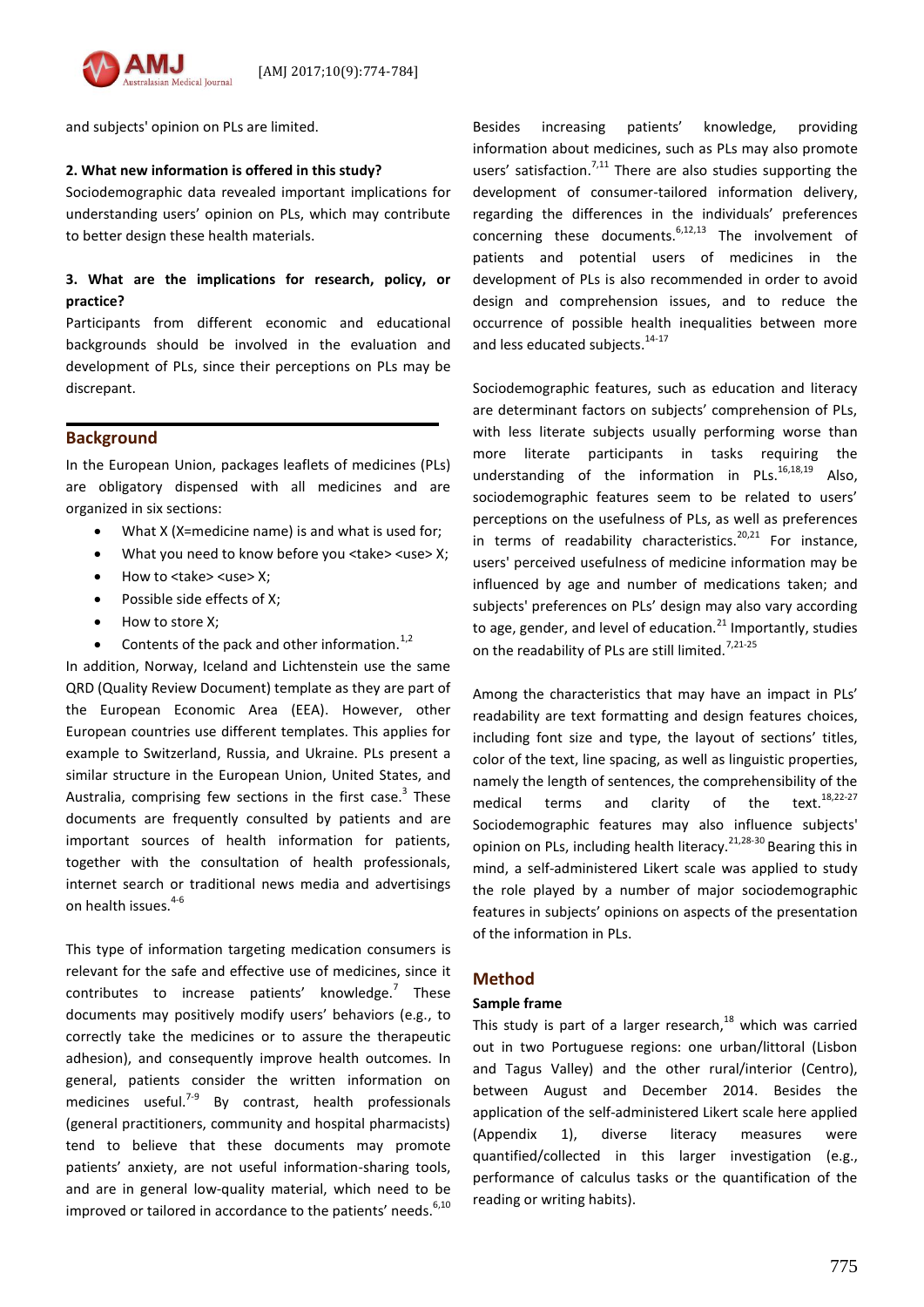and subjects' opinion on PLs are limited.

**2. What new information is offered in this study?**

Sociodemographic data revealed important implications for understanding users' opinion on PLs, which may contribute to better design these health materials.

**3. What are the implications for research, policy, or practice?**

Participants from different economic and educational backgrounds should be involved in the evaluation and development of PLs, since their perceptions on PLs may be discrepant.

## Background

In the European Union, packages leaflets of medicines (PLs) are obligatory dispensed with all medicines and are organized in six sections:

- What X (X=medicine name) is and what is used for;
- What you need to know before you <take> <use> X;
- How to <take> <use> X;
- Possible side effects of X;
- How to store X;
- Contents of the pack and other information.[1,2]

In addition, Norway, Iceland and Lichtenstein use the same QRD (Quality Review Document) template as they are part of the European Economic Area (EEA). However, other European countries use different templates. This applies for example to Switzerland, Russia, and Ukraine. PLs present a similar structure in the European Union, United States, and Australia, comprising few sections in the first case.[3] These documents are frequently consulted by patients and are important sources of health information for patients, together with the consultation of health professionals, internet search or traditional news media and advertisings on health issues.[4-6]

This type of information targeting medication consumers is relevant for the safe and effective use of medicines, since it contributes to increase patients' knowledge.[7] These documents may positively modify users' behaviors (e.g., to correctly take the medicines or to assure the therapeutic adhesion), and consequently improve health outcomes. In general, patients consider the written information on medicines useful.[7-9] By contrast, health professionals (general practitioners, community and hospital pharmacists) tend to believe that these documents may promote patients' anxiety, are not useful information-sharing tools, and are in general low-quality material, which need to be improved or tailored in accordance to the patients' needs.[6,10]

Besides increasing patients' knowledge, providing information about medicines, such as PLs may also promote users' satisfaction.[7,11] There are also studies supporting the development of consumer-tailored information delivery, regarding the differences in the individuals' preferences concerning these documents.[6,12,13] The involvement of patients and potential users of medicines in the development of PLs is also recommended in order to avoid design and comprehension issues, and to reduce the occurrence of possible health inequalities between more and less educated subjects.[14-17]

Sociodemographic features, such as education and literacy are determinant factors on subjects' comprehension of PLs, with less literate subjects usually performing worse than more literate participants in tasks requiring the understanding of the information in PLs.[16,18,19] Also, sociodemographic features seem to be related to users' perceptions on the usefulness of PLs, as well as preferences in terms of readability characteristics.[20,21] For instance, users' perceived usefulness of medicine information may be influenced by age and number of medications taken; and subjects' preferences on PLs' design may also vary according to age, gender, and level of education.[21] Importantly, studies on the readability of PLs are still limited.[7,21-25]

Among the characteristics that may have an impact in PLs' readability are text formatting and design features choices, including font size and type, the layout of sections' titles, color of the text, line spacing, as well as linguistic properties, namely the length of sentences, the comprehensibility of the medical terms and clarity of the text.[18,22-27] Sociodemographic features may also influence subjects' opinion on PLs, including health literacy.[21,28-30] Bearing this in mind, a self-administered Likert scale was applied to study the role played by a number of major sociodemographic features in subjects' opinions on aspects of the presentation of the information in PLs.

## Method

### Sample frame

This study is part of a larger research,[18] which was carried out in two Portuguese regions: one urban/littoral (Lisbon and Tagus Valley) and the other rural/interior (Centro), between August and December 2014. Besides the application of the self-administered Likert scale here applied (Appendix 1), diverse literacy measures were quantified/collected in this larger investigation (e.g., performance of calculus tasks or the quantification of the reading or writing habits).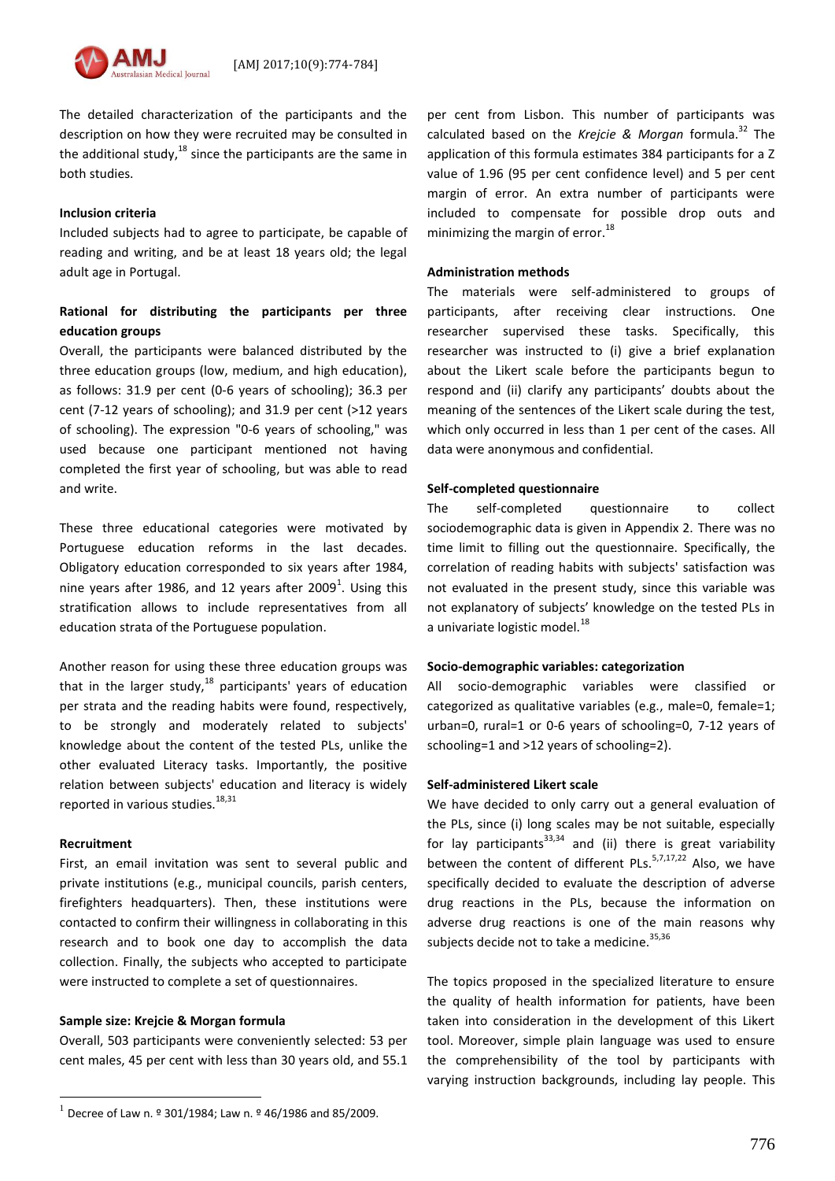The detailed characterization of the participants and the description on how they were recruited may be consulted in the additional study,[18] since the participants are the same in both studies.

**Inclusion criteria**

Included subjects had to agree to participate, be capable of reading and writing, and be at least 18 years old; the legal adult age in Portugal.

**Rational for distributing the participants per three education groups**

Overall, the participants were balanced distributed by the three education groups (low, medium, and high education), as follows: 31.9 per cent (0-6 years of schooling); 36.3 per cent (7-12 years of schooling); and 31.9 per cent (>12 years of schooling). The expression "0-6 years of schooling," was used because one participant mentioned not having completed the first year of schooling, but was able to read and write.

These three educational categories were motivated by Portuguese education reforms in the last decades. Obligatory education corresponded to six years after 1984, nine years after 1986, and 12 years after 2009[1]. Using this stratification allows to include representatives from all education strata of the Portuguese population.

Another reason for using these three education groups was that in the larger study,[18] participants' years of education per strata and the reading habits were found, respectively, to be strongly and moderately related to subjects' knowledge about the content of the tested PLs, unlike the other evaluated Literacy tasks. Importantly, the positive relation between subjects' education and literacy is widely reported in various studies.[18,31]

**Recruitment**

First, an email invitation was sent to several public and private institutions (e.g., municipal councils, parish centers, firefighters headquarters). Then, these institutions were contacted to confirm their willingness in collaborating in this research and to book one day to accomplish the data collection. Finally, the subjects who accepted to participate were instructed to complete a set of questionnaires.

**Sample size: Krejcie & Morgan formula**

Overall, 503 participants were conveniently selected: 53 per cent males, 45 per cent with less than 30 years old, and 55.1 per cent from Lisbon. This number of participants was calculated based on the *Krejcie & Morgan* formula.[32] The application of this formula estimates 384 participants for a Z value of 1.96 (95 per cent confidence level) and 5 per cent margin of error. An extra number of participants were included to compensate for possible drop outs and minimizing the margin of error.[18]

**Administration methods**

The materials were self-administered to groups of participants, after receiving clear instructions. One researcher supervised these tasks. Specifically, this researcher was instructed to (i) give a brief explanation about the Likert scale before the participants begun to respond and (ii) clarify any participants' doubts about the meaning of the sentences of the Likert scale during the test, which only occurred in less than 1 per cent of the cases. All data were anonymous and confidential.

**Self-completed questionnaire**

The self-completed questionnaire to collect sociodemographic data is given in Appendix 2. There was no time limit to filling out the questionnaire. Specifically, the correlation of reading habits with subjects' satisfaction was not evaluated in the present study, since this variable was not explanatory of subjects' knowledge on the tested PLs in a univariate logistic model.[18]

**Socio-demographic variables: categorization**

All socio-demographic variables were classified or categorized as qualitative variables (e.g., male=0, female=1; urban=0, rural=1 or 0-6 years of schooling=0, 7-12 years of schooling=1 and >12 years of schooling=2).

**Self-administered Likert scale**

We have decided to only carry out a general evaluation of the PLs, since (i) long scales may be not suitable, especially for lay participants[33,34] and (ii) there is great variability between the content of different PLs.[5,7,17,22] Also, we have specifically decided to evaluate the description of adverse drug reactions in the PLs, because the information on adverse drug reactions is one of the main reasons why subjects decide not to take a medicine.[35,36]

The topics proposed in the specialized literature to ensure the quality of health information for patients, have been taken into consideration in the development of this Likert tool. Moreover, simple plain language was used to ensure the comprehensibility of the tool by participants with varying instruction backgrounds, including lay people. This

[1] Decree of Law n. º 301/1984; Law n. º 46/1986 and 85/2009.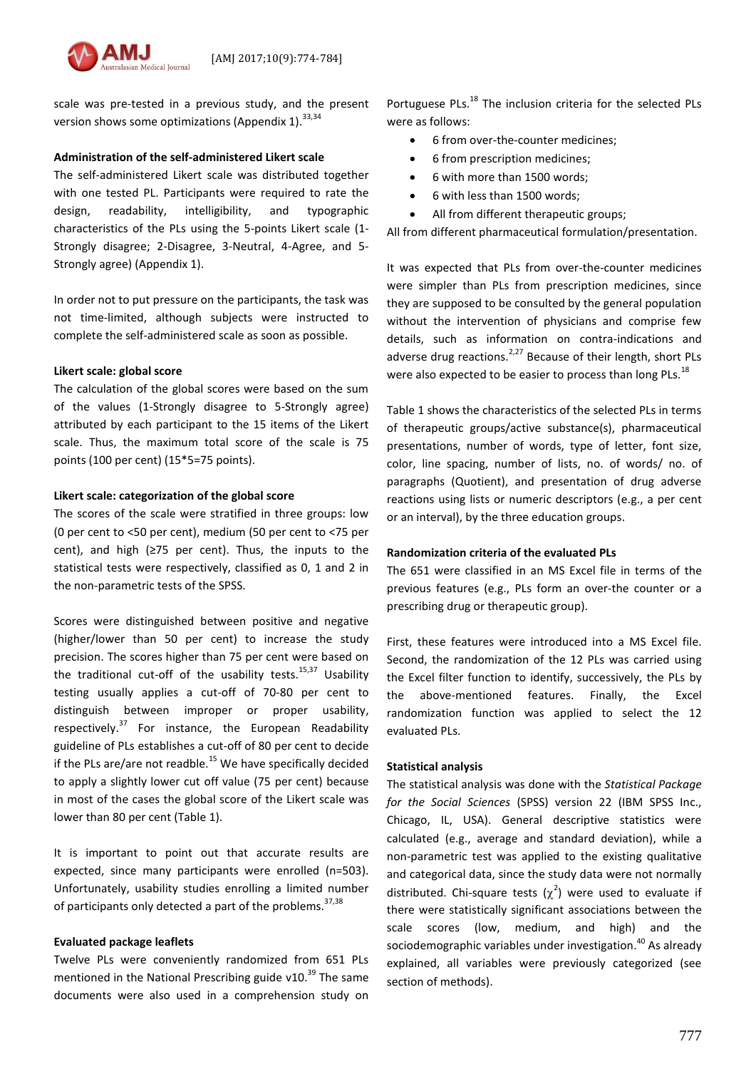scale was pre-tested in a previous study, and the present version shows some optimizations (Appendix 1).[33,34]

**Administration of the self-administered Likert scale**

The self-administered Likert scale was distributed together with one tested PL. Participants were required to rate the design, readability, intelligibility, and typographic characteristics of the PLs using the 5-points Likert scale (1-Strongly disagree; 2-Disagree, 3-Neutral, 4-Agree, and 5-Strongly agree) (Appendix 1).

In order not to put pressure on the participants, the task was not time-limited, although subjects were instructed to complete the self-administered scale as soon as possible.

**Likert scale: global score**

The calculation of the global scores were based on the sum of the values (1-Strongly disagree to 5-Strongly agree) attributed by each participant to the 15 items of the Likert scale. Thus, the maximum total score of the scale is 75 points (100 per cent) (15*5=75 points).

**Likert scale: categorization of the global score**

The scores of the scale were stratified in three groups: low (0 per cent to <50 per cent), medium (50 per cent to <75 per cent), and high (≥75 per cent). Thus, the inputs to the statistical tests were respectively, classified as 0, 1 and 2 in the non-parametric tests of the SPSS.

Scores were distinguished between positive and negative (higher/lower than 50 per cent) to increase the study precision. The scores higher than 75 per cent were based on the traditional cut-off of the usability tests.[15,37] Usability testing usually applies a cut-off of 70-80 per cent to distinguish between improper or proper usability, respectively.[37] For instance, the European Readability guideline of PLs establishes a cut-off of 80 per cent to decide if the PLs are/are not readble.[15] We have specifically decided to apply a slightly lower cut off value (75 per cent) because in most of the cases the global score of the Likert scale was lower than 80 per cent (Table 1).

It is important to point out that accurate results are expected, since many participants were enrolled (n=503). Unfortunately, usability studies enrolling a limited number of participants only detected a part of the problems.[37,38]

**Evaluated package leaflets**

Twelve PLs were conveniently randomized from 651 PLs mentioned in the National Prescribing guide v10.[39] The same documents were also used in a comprehension study on Portuguese PLs.[18] The inclusion criteria for the selected PLs were as follows:

- 6 from over-the-counter medicines;
- 6 from prescription medicines;
- 6 with more than 1500 words;
- 6 with less than 1500 words;
- All from different therapeutic groups;

All from different pharmaceutical formulation/presentation.

It was expected that PLs from over-the-counter medicines were simpler than PLs from prescription medicines, since they are supposed to be consulted by the general population without the intervention of physicians and comprise few details, such as information on contra-indications and adverse drug reactions.[2,27] Because of their length, short PLs were also expected to be easier to process than long PLs.[18]

Table 1 shows the characteristics of the selected PLs in terms of therapeutic groups/active substance(s), pharmaceutical presentations, number of words, type of letter, font size, color, line spacing, number of lists, no. of words/ no. of paragraphs (Quotient), and presentation of drug adverse reactions using lists or numeric descriptors (e.g., a per cent or an interval), by the three education groups.

**Randomization criteria of the evaluated PLs**

The 651 were classified in an MS Excel file in terms of the previous features (e.g., PLs form an over-the counter or a prescribing drug or therapeutic group).

First, these features were introduced into a MS Excel file. Second, the randomization of the 12 PLs was carried using the Excel filter function to identify, successively, the PLs by the above-mentioned features. Finally, the Excel randomization function was applied to select the 12 evaluated PLs.

**Statistical analysis**

The statistical analysis was done with the *Statistical Package for the Social Sciences* (SPSS) version 22 (IBM SPSS Inc., Chicago, IL, USA). General descriptive statistics were calculated (e.g., average and standard deviation), while a non-parametric test was applied to the existing qualitative and categorical data, since the study data were not normally distributed. Chi-square tests ($\chi^2$) were used to evaluate if there were statistically significant associations between the scale scores (low, medium, and high) and the sociodemographic variables under investigation.[40] As already explained, all variables were previously categorized (see section of methods).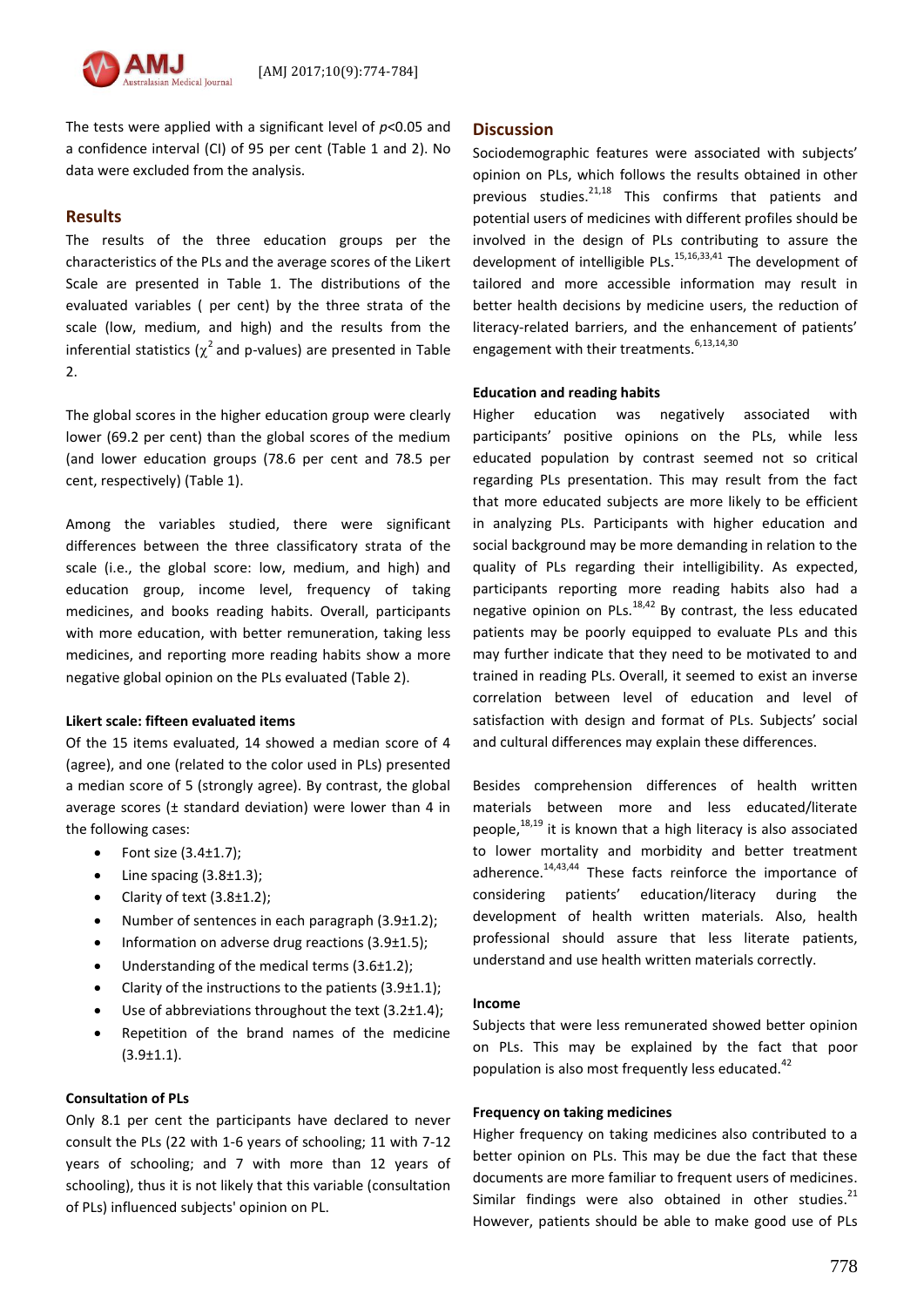The tests were applied with a significant level of $p<0.05$ and a confidence interval (CI) of 95 per cent (Table 1 and 2). No data were excluded from the analysis.

## Results

The results of the three education groups per the characteristics of the PLs and the average scores of the Likert Scale are presented in Table 1. The distributions of the evaluated variables ( per cent) by the three strata of the scale (low, medium, and high) and the results from the inferential statistics ($\chi^2$ and p-values) are presented in Table 2.

The global scores in the higher education group were clearly lower (69.2 per cent) than the global scores of the medium (and lower education groups (78.6 per cent and 78.5 per cent, respectively) (Table 1).

Among the variables studied, there were significant differences between the three classificatory strata of the scale (i.e., the global score: low, medium, and high) and education group, income level, frequency of taking medicines, and books reading habits. Overall, participants with more education, with better remuneration, taking less medicines, and reporting more reading habits show a more negative global opinion on the PLs evaluated (Table 2).

### Likert scale: fifteen evaluated items

Of the 15 items evaluated, 14 showed a median score of 4 (agree), and one (related to the color used in PLs) presented a median score of 5 (strongly agree). By contrast, the global average scores (± standard deviation) were lower than 4 in the following cases:

- Font size (3.4±1.7);
- Line spacing (3.8±1.3);
- Clarity of text (3.8±1.2);
- Number of sentences in each paragraph (3.9±1.2);
- Information on adverse drug reactions (3.9±1.5);
- Understanding of the medical terms (3.6±1.2);
- Clarity of the instructions to the patients (3.9±1.1);
- Use of abbreviations throughout the text (3.2±1.4);
- Repetition of the brand names of the medicine (3.9±1.1).

### Consultation of PLs

Only 8.1 per cent the participants have declared to never consult the PLs (22 with 1-6 years of schooling; 11 with 7-12 years of schooling; and 7 with more than 12 years of schooling), thus it is not likely that this variable (consultation of PLs) influenced subjects' opinion on PL.

## Discussion

Sociodemographic features were associated with subjects' opinion on PLs, which follows the results obtained in other previous studies.[21,18] This confirms that patients and potential users of medicines with different profiles should be involved in the design of PLs contributing to assure the development of intelligible PLs.[15,16,33,41] The development of tailored and more accessible information may result in better health decisions by medicine users, the reduction of literacy-related barriers, and the enhancement of patients' engagement with their treatments.[6,13,14,30]

### Education and reading habits

Higher education was negatively associated with participants' positive opinions on the PLs, while less educated population by contrast seemed not so critical regarding PLs presentation. This may result from the fact that more educated subjects are more likely to be efficient in analyzing PLs. Participants with higher education and social background may be more demanding in relation to the quality of PLs regarding their intelligibility. As expected, participants reporting more reading habits also had a negative opinion on PLs.[18,42] By contrast, the less educated patients may be poorly equipped to evaluate PLs and this may further indicate that they need to be motivated to and trained in reading PLs. Overall, it seemed to exist an inverse correlation between level of education and level of satisfaction with design and format of PLs. Subjects' social and cultural differences may explain these differences.

Besides comprehension differences of health written materials between more and less educated/literate people,[18,19] it is known that a high literacy is also associated to lower mortality and morbidity and better treatment adherence.[14,43,44] These facts reinforce the importance of considering patients' education/literacy during the development of health written materials. Also, health professional should assure that less literate patients, understand and use health written materials correctly.

### Income

Subjects that were less remunerated showed better opinion on PLs. This may be explained by the fact that poor population is also most frequently less educated.[42]

### Frequency on taking medicines

Higher frequency on taking medicines also contributed to a better opinion on PLs. This may be due the fact that these documents are more familiar to frequent users of medicines. Similar findings were also obtained in other studies.[21] However, patients should be able to make good use of PLs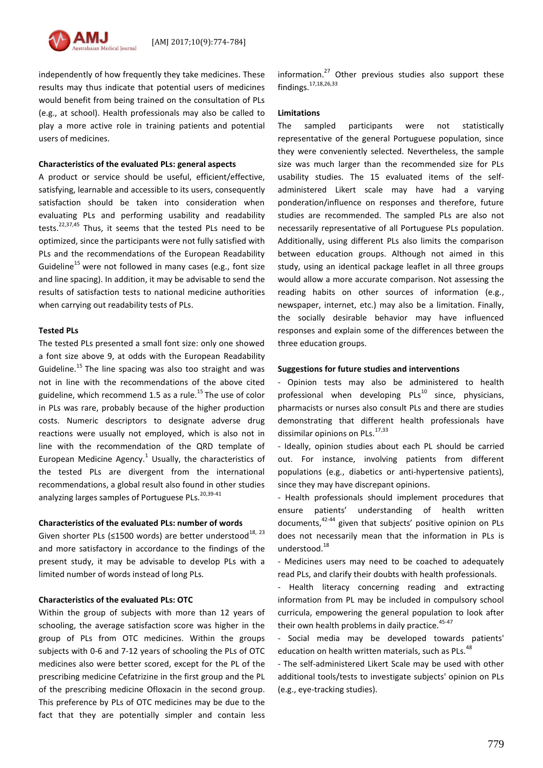independently of how frequently they take medicines. These results may thus indicate that potential users of medicines would benefit from being trained on the consultation of PLs (e.g., at school). Health professionals may also be called to play a more active role in training patients and potential users of medicines.

**Characteristics of the evaluated PLs: general aspects**

A product or service should be useful, efficient/effective, satisfying, learnable and accessible to its users, consequently satisfaction should be taken into consideration when evaluating PLs and performing usability and readability tests.[22,37,45] Thus, it seems that the tested PLs need to be optimized, since the participants were not fully satisfied with PLs and the recommendations of the European Readability Guideline[15] were not followed in many cases (e.g., font size and line spacing). In addition, it may be advisable to send the results of satisfaction tests to national medicine authorities when carrying out readability tests of PLs.

**Tested PLs**

The tested PLs presented a small font size: only one showed a font size above 9, at odds with the European Readability Guideline.[15] The line spacing was also too straight and was not in line with the recommendations of the above cited guideline, which recommend 1.5 as a rule.[15] The use of color in PLs was rare, probably because of the higher production costs. Numeric descriptors to designate adverse drug reactions were usually not employed, which is also not in line with the recommendation of the QRD template of European Medicine Agency.[1] Usually, the characteristics of the tested PLs are divergent from the international recommendations, a global result also found in other studies analyzing larges samples of Portuguese PLs.[20,39-41]

**Characteristics of the evaluated PLs: number of words**

Given shorter PLs (≤1500 words) are better understood[18, 23] and more satisfactory in accordance to the findings of the present study, it may be advisable to develop PLs with a limited number of words instead of long PLs.

**Characteristics of the evaluated PLs: OTC**

Within the group of subjects with more than 12 years of schooling, the average satisfaction score was higher in the group of PLs from OTC medicines. Within the groups subjects with 0-6 and 7-12 years of schooling the PLs of OTC medicines also were better scored, except for the PL of the prescribing medicine Cefatrizine in the first group and the PL of the prescribing medicine Ofloxacin in the second group. This preference by PLs of OTC medicines may be due to the fact that they are potentially simpler and contain less information.[27] Other previous studies also support these findings.[17,18,26,33]

**Limitations**

The sampled participants were not statistically representative of the general Portuguese population, since they were conveniently selected. Nevertheless, the sample size was much larger than the recommended size for PLs usability studies. The 15 evaluated items of the self-administered Likert scale may have had a varying ponderation/influence on responses and therefore, future studies are recommended. The sampled PLs are also not necessarily representative of all Portuguese PLs population. Additionally, using different PLs also limits the comparison between education groups. Although not aimed in this study, using an identical package leaflet in all three groups would allow a more accurate comparison. Not assessing the reading habits on other sources of information (e.g., newspaper, internet, etc.) may also be a limitation. Finally, the socially desirable behavior may have influenced responses and explain some of the differences between the three education groups.

**Suggestions for future studies and interventions**

- Opinion tests may also be administered to health professional when developing PLs[10] since, physicians, pharmacists or nurses also consult PLs and there are studies demonstrating that different health professionals have dissimilar opinions on PLs.[17,33]
- Ideally, opinion studies about each PL should be carried out. For instance, involving patients from different populations (e.g., diabetics or anti-hypertensive patients), since they may have discrepant opinions.
- Health professionals should implement procedures that ensure patients' understanding of health written documents,[42-44] given that subjects' positive opinion on PLs does not necessarily mean that the information in PLs is understood.[18]
- Medicines users may need to be coached to adequately read PLs, and clarify their doubts with health professionals.
- Health literacy concerning reading and extracting information from PL may be included in compulsory school curricula, empowering the general population to look after their own health problems in daily practice.[45-47]
- Social media may be developed towards patients' education on health written materials, such as PLs.[48]
- The self-administered Likert Scale may be used with other additional tools/tests to investigate subjects' opinion on PLs (e.g., eye-tracking studies).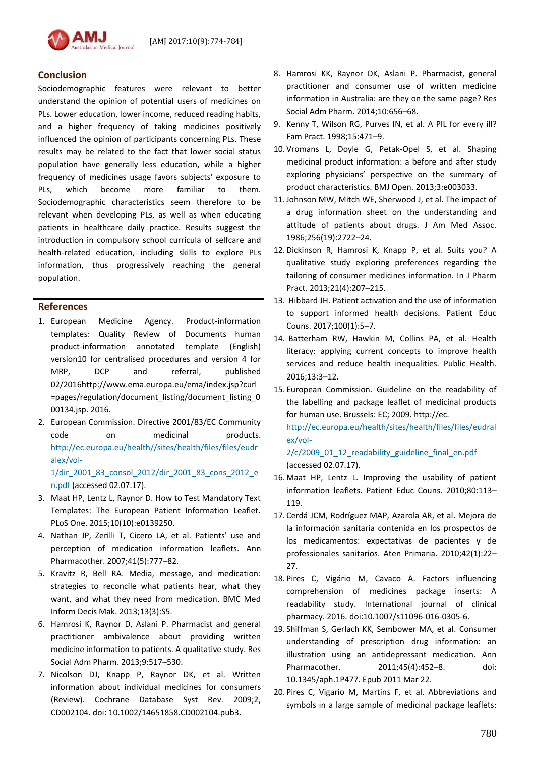## Conclusion

Sociodemographic features were relevant to better understand the opinion of potential users of medicines on PLs. Lower education, lower income, reduced reading habits, and a higher frequency of taking medicines positively influenced the opinion of participants concerning PLs. These results may be related to the fact that lower social status population have generally less education, while a higher frequency of medicines usage favors subjects' exposure to PLs, which become more familiar to them. Sociodemographic characteristics seem therefore to be relevant when developing PLs, as well as when educating patients in healthcare daily practice. Results suggest the introduction in compulsory school curricula of selfcare and health-related education, including skills to explore PLs information, thus progressively reaching the general population.

## References

1. European Medicine Agency. Product-information templates: Quality Review of Documents human product-information annotated template (English) version10 for centralised procedures and version 4 for MRP, DCP and referral, published 02/2016http://www.ema.europa.eu/ema/index.jsp?curl=pages/regulation/document_listing/document_listing_000134.jsp. 2016.
2. European Commission. Directive 2001/83/EC Community code on medicinal products. http://ec.europa.eu/health//sites/health/files/files/eudralex/vol-1/dir_2001_83_consol_2012/dir_2001_83_cons_2012_en.pdf (accessed 02.07.17).
3. Maat HP, Lentz L, Raynor D. How to Test Mandatory Text Templates: The European Patient Information Leaflet. PLoS One. 2015;10(10):e0139250.
4. Nathan JP, Zerilli T, Cicero LA, et al. Patients' use and perception of medication information leaflets. Ann Pharmacother. 2007;41(5):777–82.
5. Kravitz R, Bell RA. Media, message, and medication: strategies to reconcile what patients hear, what they want, and what they need from medication. BMC Med Inform Decis Mak. 2013;13(3):S5.
6. Hamrosi K, Raynor D, Aslani P. Pharmacist and general practitioner ambivalence about providing written medicine information to patients. A qualitative study. Res Social Adm Pharm. 2013;9:517–530.
7. Nicolson DJ, Knapp P, Raynor DK, et al. Written information about individual medicines for consumers (Review). Cochrane Database Syst Rev. 2009;2, CD002104. doi: 10.1002/14651858.CD002104.pub3.
8. Hamrosi KK, Raynor DK, Aslani P. Pharmacist, general practitioner and consumer use of written medicine information in Australia: are they on the same page? Res Social Adm Pharm. 2014;10:656–68.
9. Kenny T, Wilson RG, Purves IN, et al. A PIL for every ill? Fam Pract. 1998;15:471–9.
10. Vromans L, Doyle G, Petak-Opel S, et al. Shaping medicinal product information: a before and after study exploring physicians' perspective on the summary of product characteristics. BMJ Open. 2013;3:e003033.
11. Johnson MW, Mitch WE, Sherwood J, et al. The impact of a drug information sheet on the understanding and attitude of patients about drugs. J Am Med Assoc. 1986;256(19):2722–24.
12. Dickinson R, Hamrosi K, Knapp P, et al. Suits you? A qualitative study exploring preferences regarding the tailoring of consumer medicines information. In J Pharm Pract. 2013;21(4):207–215.
13. Hibbard JH. Patient activation and the use of information to support informed health decisions. Patient Educ Couns. 2017;100(1):5–7.
14. Batterham RW, Hawkin M, Collins PA, et al. Health literacy: applying current concepts to improve health services and reduce health inequalities. Public Health. 2016;13:3–12.
15. European Commission. Guideline on the readability of the labelling and package leaflet of medicinal products for human use. Brussels: EC; 2009. http://ec.europa.eu/health/sites/health/files/files/eudralex/vol-2/c/2009_01_12_readability_guideline_final_en.pdf (accessed 02.07.17).
16. Maat HP, Lentz L. Improving the usability of patient information leaflets. Patient Educ Couns. 2010;80:113–119.
17. Cerdá JCM, Rodríguez MAP, Azarola AR, et al. Mejora de la información sanitaria contenida en los prospectos de los medicamentos: expectativas de pacientes y de professionales sanitarios. Aten Primaria. 2010;42(1):22–27.
18. Pires C, Vigário M, Cavaco A. Factors influencing comprehension of medicines package inserts: A readability study. International journal of clinical pharmacy. 2016. doi:10.1007/s11096-016-0305-6.
19. Shiffman S, Gerlach KK, Sembower MA, et al. Consumer understanding of prescription drug information: an illustration using an antidepressant medication. Ann Pharmacother. 2011;45(4):452–8. doi: 10.1345/aph.1P477. Epub 2011 Mar 22.
20. Pires C, Vigario M, Martins F, et al. Abbreviations and symbols in a large sample of medicinal package leaflets: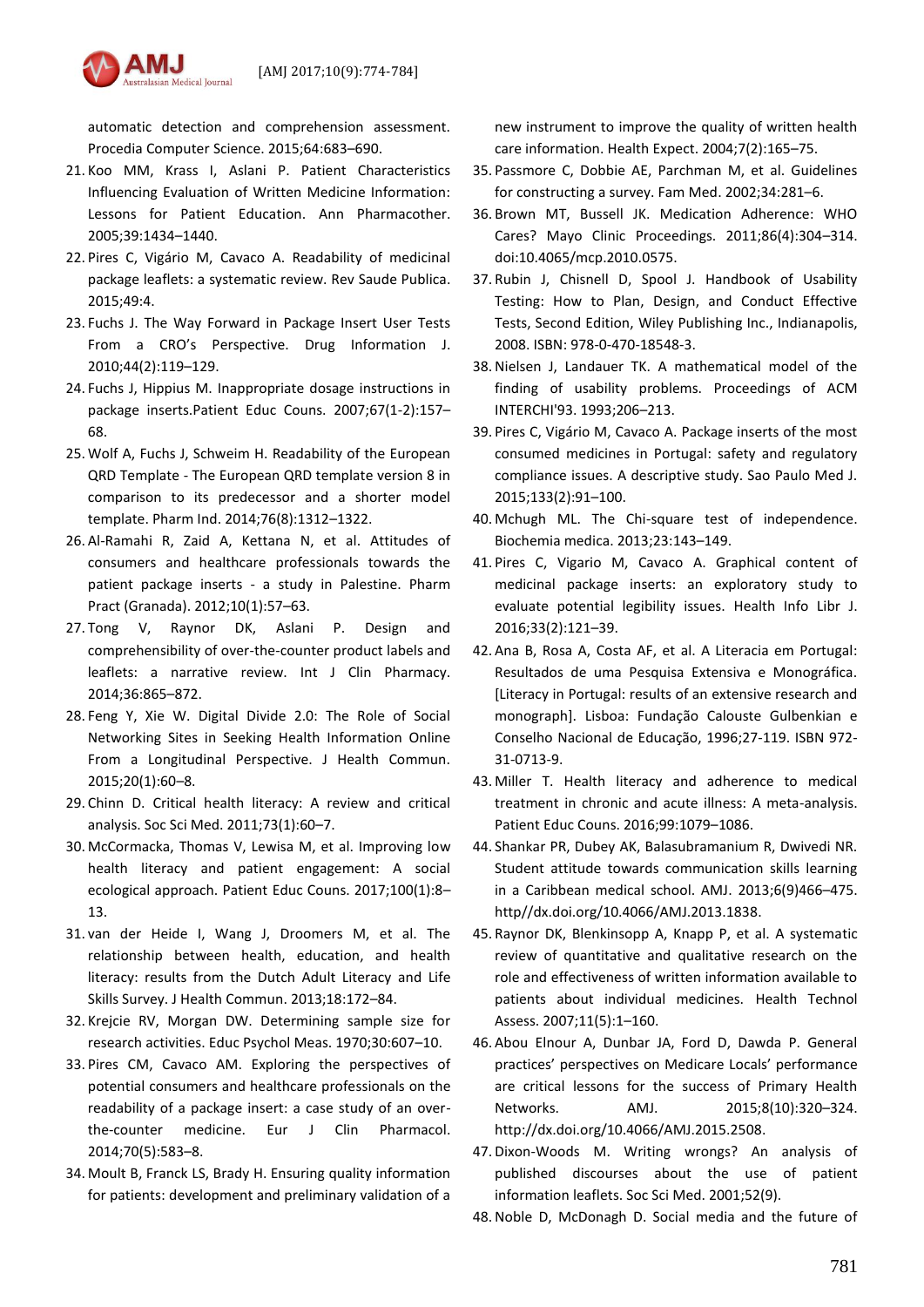automatic detection and comprehension assessment. Procedia Computer Science. 2015;64:683–690.

21. Koo MM, Krass I, Aslani P. Patient Characteristics Influencing Evaluation of Written Medicine Information: Lessons for Patient Education. Ann Pharmacother. 2005;39:1434–1440.
22. Pires C, Vigário M, Cavaco A. Readability of medicinal package leaflets: a systematic review. Rev Saude Publica. 2015;49:4.
23. Fuchs J. The Way Forward in Package Insert User Tests From a CRO's Perspective. Drug Information J. 2010;44(2):119–129.
24. Fuchs J, Hippius M. Inappropriate dosage instructions in package inserts.Patient Educ Couns. 2007;67(1-2):157–68.
25. Wolf A, Fuchs J, Schweim H. Readability of the European QRD Template - The European QRD template version 8 in comparison to its predecessor and a shorter model template. Pharm Ind. 2014;76(8):1312–1322.
26. Al-Ramahi R, Zaid A, Kettana N, et al. Attitudes of consumers and healthcare professionals towards the patient package inserts - a study in Palestine. Pharm Pract (Granada). 2012;10(1):57–63.
27. Tong V, Raynor DK, Aslani P. Design and comprehensibility of over-the-counter product labels and leaflets: a narrative review. Int J Clin Pharmacy. 2014;36:865–872.
28. Feng Y, Xie W. Digital Divide 2.0: The Role of Social Networking Sites in Seeking Health Information Online From a Longitudinal Perspective. J Health Commun. 2015;20(1):60–8.
29. Chinn D. Critical health literacy: A review and critical analysis. Soc Sci Med. 2011;73(1):60–7.
30. McCormacka, Thomas V, Lewisa M, et al. Improving low health literacy and patient engagement: A social ecological approach. Patient Educ Couns. 2017;100(1):8–13.
31. van der Heide I, Wang J, Droomers M, et al. The relationship between health, education, and health literacy: results from the Dutch Adult Literacy and Life Skills Survey. J Health Commun. 2013;18:172–84.
32. Krejcie RV, Morgan DW. Determining sample size for research activities. Educ Psychol Meas. 1970;30:607–10.
33. Pires CM, Cavaco AM. Exploring the perspectives of potential consumers and healthcare professionals on the readability of a package insert: a case study of an over-the-counter medicine. Eur J Clin Pharmacol. 2014;70(5):583–8.
34. Moult B, Franck LS, Brady H. Ensuring quality information for patients: development and preliminary validation of a new instrument to improve the quality of written health care information. Health Expect. 2004;7(2):165–75.
35. Passmore C, Dobbie AE, Parchman M, et al. Guidelines for constructing a survey. Fam Med. 2002;34:281–6.
36. Brown MT, Bussell JK. Medication Adherence: WHO Cares? Mayo Clinic Proceedings. 2011;86(4):304–314. doi:10.4065/mcp.2010.0575.
37. Rubin J, Chisnell D, Spool J. Handbook of Usability Testing: How to Plan, Design, and Conduct Effective Tests, Second Edition, Wiley Publishing Inc., Indianapolis, 2008. ISBN: 978-0-470-18548-3.
38. Nielsen J, Landauer TK. A mathematical model of the finding of usability problems. Proceedings of ACM INTERCHI'93. 1993;206–213.
39. Pires C, Vigário M, Cavaco A. Package inserts of the most consumed medicines in Portugal: safety and regulatory compliance issues. A descriptive study. Sao Paulo Med J. 2015;133(2):91–100.
40. Mchugh ML. The Chi-square test of independence. Biochemia medica. 2013;23:143–149.
41. Pires C, Vigario M, Cavaco A. Graphical content of medicinal package inserts: an exploratory study to evaluate potential legibility issues. Health Info Libr J. 2016;33(2):121–39.
42. Ana B, Rosa A, Costa AF, et al. A Literacia em Portugal: Resultados de uma Pesquisa Extensiva e Monográfica. [Literacy in Portugal: results of an extensive research and monograph]. Lisboa: Fundação Calouste Gulbenkian e Conselho Nacional de Educação, 1996;27-119. ISBN 972-31-0713-9.
43. Miller T. Health literacy and adherence to medical treatment in chronic and acute illness: A meta-analysis. Patient Educ Couns. 2016;99:1079–1086.
44. Shankar PR, Dubey AK, Balasubramanium R, Dwivedi NR. Student attitude towards communication skills learning in a Caribbean medical school. AMJ. 2013;6(9)466–475. http//dx.doi.org/10.4066/AMJ.2013.1838.
45. Raynor DK, Blenkinsopp A, Knapp P, et al. A systematic review of quantitative and qualitative research on the role and effectiveness of written information available to patients about individual medicines. Health Technol Assess. 2007;11(5):1–160.
46. Abou Elnour A, Dunbar JA, Ford D, Dawda P. General practices' perspectives on Medicare Locals' performance are critical lessons for the success of Primary Health Networks. AMJ. 2015;8(10):320–324. http://dx.doi.org/10.4066/AMJ.2015.2508.
47. Dixon-Woods M. Writing wrongs? An analysis of published discourses about the use of patient information leaflets. Soc Sci Med. 2001;52(9).
48. Noble D, McDonagh D. Social media and the future of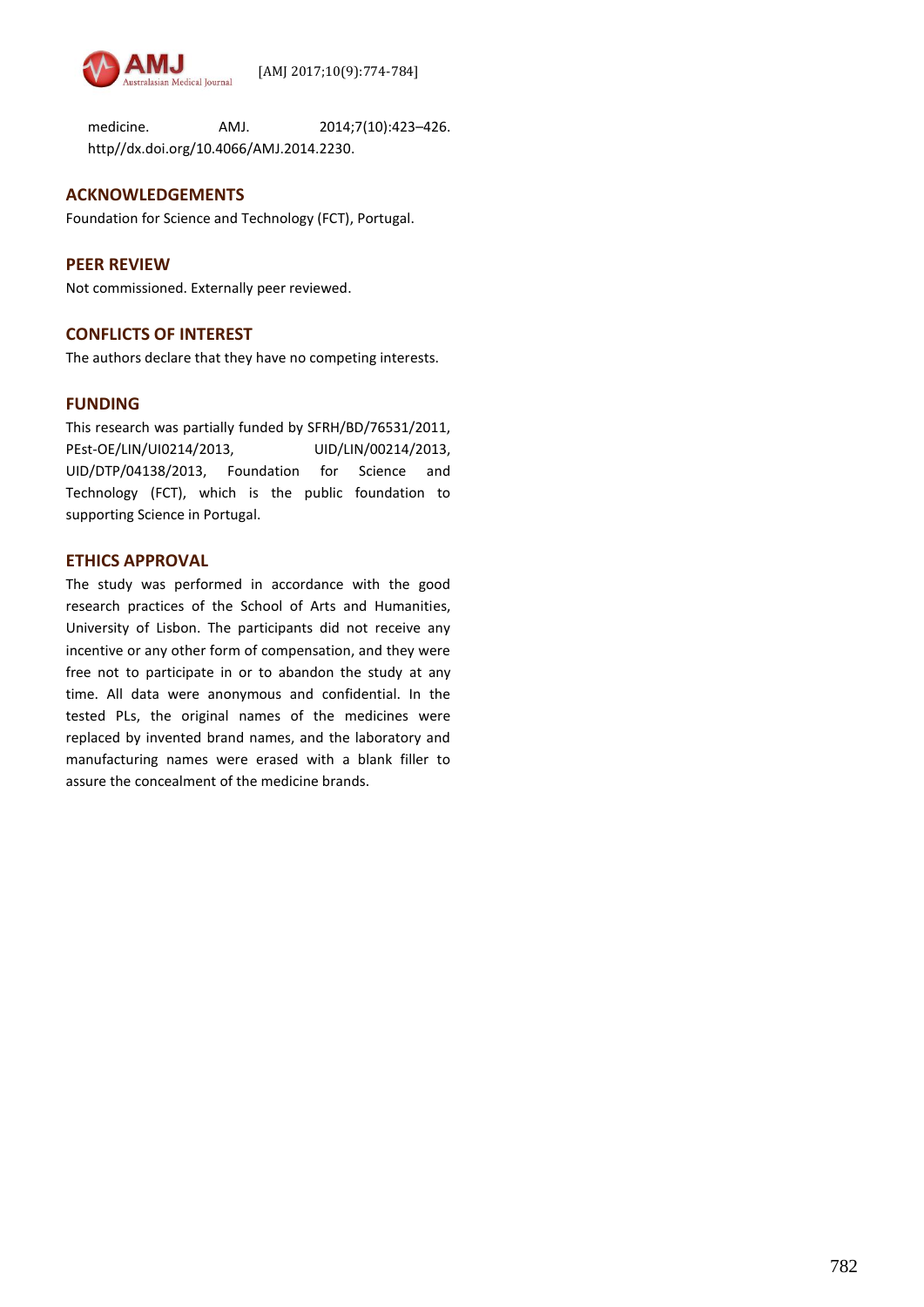medicine. AMJ. 2014;7(10):423–426. http//dx.doi.org/10.4066/AMJ.2014.2230.

## ACKNOWLEDGEMENTS

Foundation for Science and Technology (FCT), Portugal.

## PEER REVIEW

Not commissioned. Externally peer reviewed.

## CONFLICTS OF INTEREST

The authors declare that they have no competing interests.

## FUNDING

This research was partially funded by SFRH/BD/76531/2011, PEst-OE/LIN/UI0214/2013, UID/LIN/00214/2013, UID/DTP/04138/2013, Foundation for Science and Technology (FCT), which is the public foundation to supporting Science in Portugal.

## ETHICS APPROVAL

The study was performed in accordance with the good research practices of the School of Arts and Humanities, University of Lisbon. The participants did not receive any incentive or any other form of compensation, and they were free not to participate in or to abandon the study at any time. All data were anonymous and confidential. In the tested PLs, the original names of the medicines were replaced by invented brand names, and the laboratory and manufacturing names were erased with a blank filler to assure the concealment of the medicine brands.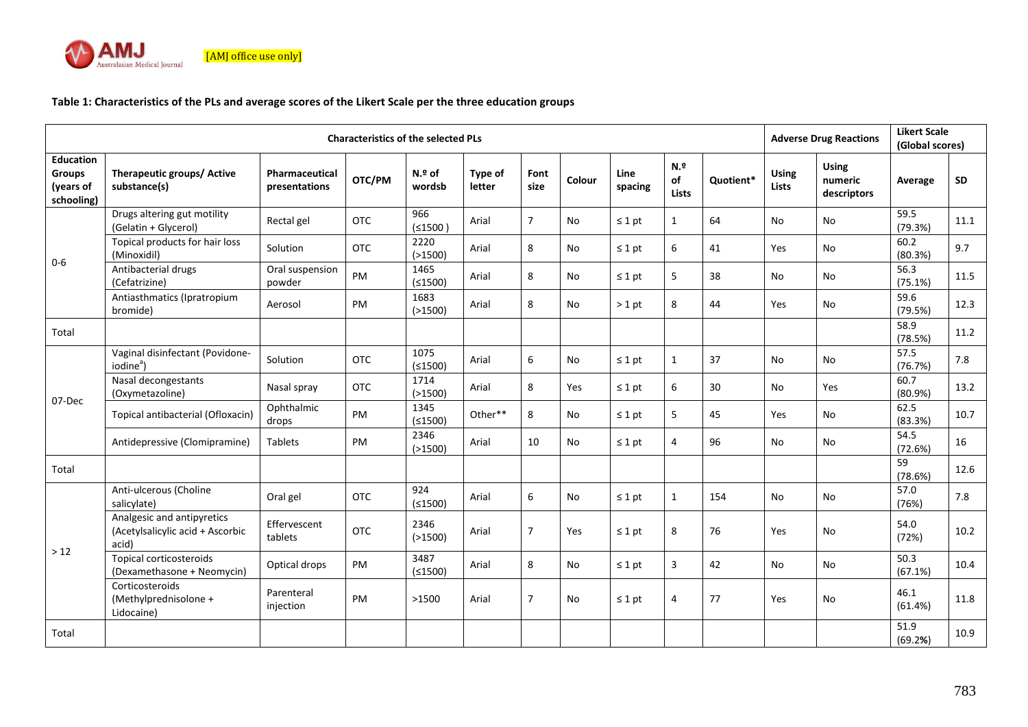[AMJ office use only]

**Table 1: Characteristics of the PLs and average scores of the Likert Scale per the three education groups**

| Characteristics of the selected PLs | | | | | | | | | | | Adverse Drug Reactions | | Likert Scale (Global scores) | |
|---|---|---|---|---|---|---|---|---|---|---|---|---|---|---|
| Education Groups (years of schooling) | Therapeutic groups/ Active substance(s) | Pharmaceutical presentations | OTC/PM | N.º of wordsb | Type of letter | Font size | Colour | Line spacing | N.º of Lists | Quotient* | Using Lists | Using numeric descriptors | Average | SD |
| 0-6 | Drugs altering gut motility (Gelatin + Glycerol) | Rectal gel | OTC | 966 (≤1500 ) | Arial | 7 | No | ≤ 1 pt | 1 | 64 | No | No | 59.5 (79.3%) | 11.1 |
| | Topical products for hair loss (Minoxidil) | Solution | OTC | 2220 (>1500) | Arial | 8 | No | ≤ 1 pt | 6 | 41 | Yes | No | 60.2 (80.3%) | 9.7 |
| | Antibacterial drugs (Cefatrizine) | Oral suspension powder | PM | 1465 (≤1500) | Arial | 8 | No | ≤ 1 pt | 5 | 38 | No | No | 56.3 (75.1%) | 11.5 |
| | Antiasthmatics (Ipratropium bromide) | Aerosol | PM | 1683 (>1500) | Arial | 8 | No | > 1 pt | 8 | 44 | Yes | No | 59.6 (79.5%) | 12.3 |
| Total | | | | | | | | | | | | | 58.9 (78.5%) | 11.2 |
| 07-Dec | Vaginal disinfectant (Povidone-iodine[a]) | Solution | OTC | 1075 (≤1500) | Arial | 6 | No | ≤ 1 pt | 1 | 37 | No | No | 57.5 (76.7%) | 7.8 |
| | Nasal decongestants (Oxymetazoline) | Nasal spray | OTC | 1714 (>1500) | Arial | 8 | Yes | ≤ 1 pt | 6 | 30 | No | Yes | 60.7 (80.9%) | 13.2 |
| | Topical antibacterial (Ofloxacin) | Ophthalmic drops | PM | 1345 (≤1500) | Other** | 8 | No | ≤ 1 pt | 5 | 45 | Yes | No | 62.5 (83.3%) | 10.7 |
| | Antidepressive (Clomipramine) | Tablets | PM | 2346 (>1500) | Arial | 10 | No | ≤ 1 pt | 4 | 96 | No | No | 54.5 (72.6%) | 16 |
| Total | | | | | | | | | | | | | 59 (78.6%) | 12.6 |
| > 12 | Anti-ulcerous (Choline salicylate) | Oral gel | OTC | 924 (≤1500) | Arial | 6 | No | ≤ 1 pt | 1 | 154 | No | No | 57.0 (76%) | 7.8 |
| | Analgesic and antipyretics (Acetylsalicylic acid + Ascorbic acid) | Effervescent tablets | OTC | 2346 (>1500) | Arial | 7 | Yes | ≤ 1 pt | 8 | 76 | Yes | No | 54.0 (72%) | 10.2 |
| | Topical corticosteroids (Dexamethasone + Neomycin) | Optical drops | PM | 3487 (≤1500) | Arial | 8 | No | ≤ 1 pt | 3 | 42 | No | No | 50.3 (67.1%) | 10.4 |
| | Corticosteroids (Methylprednisolone + Lidocaine) | Parenteral injection | PM | >1500 | Arial | 7 | No | ≤ 1 pt | 4 | 77 | Yes | No | 46.1 (61.4%) | 11.8 |
| Total | | | | | | | | | | | | | 51.9 (69.2%) | 10.9 |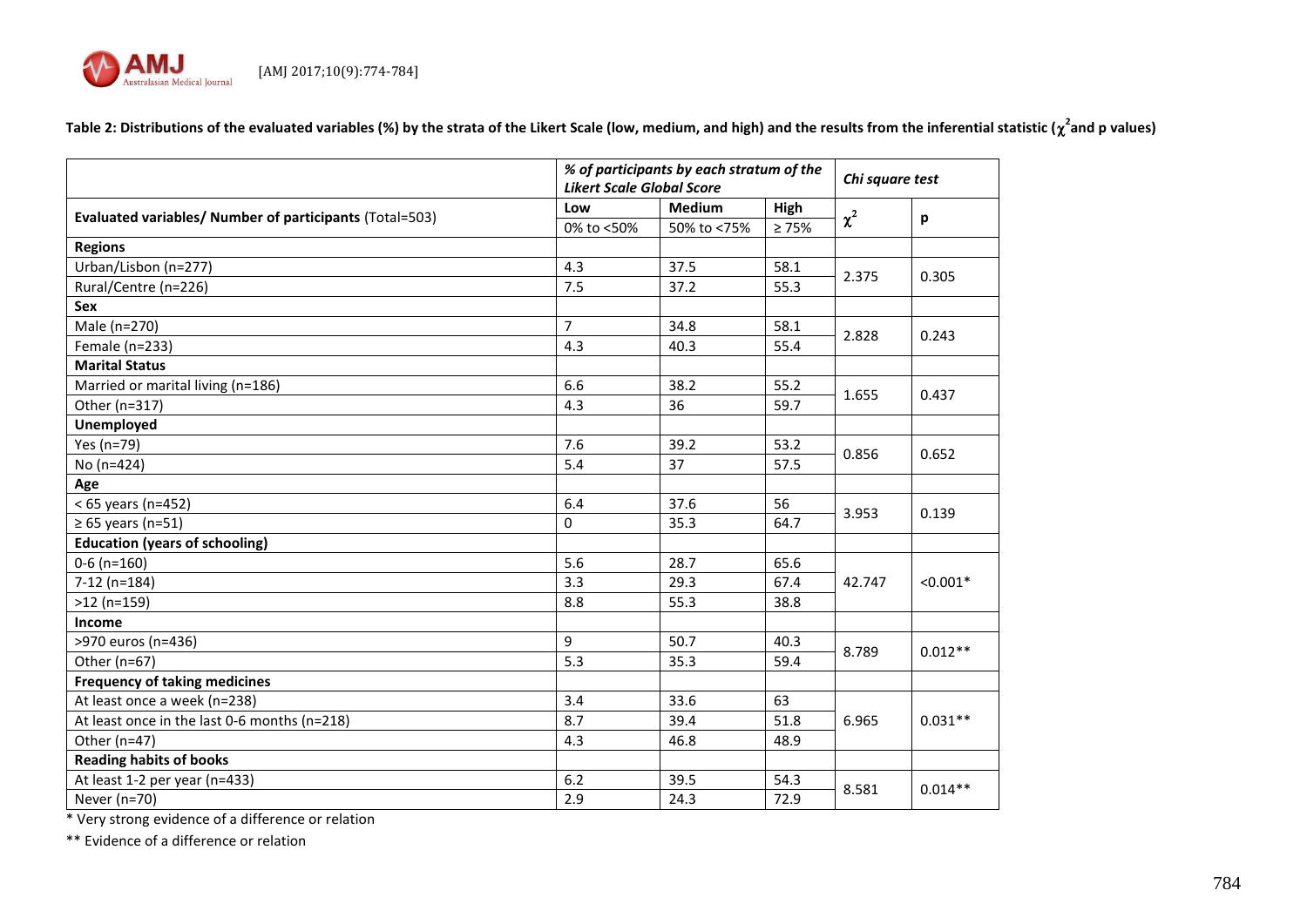**Table 2: Distributions of the evaluated variables (%) by the strata of the Likert Scale (low, medium, and high) and the results from the inferential statistic ($\chi^2$ and p values)**

| Evaluated variables/ Number of participants (Total=503) | *% of participants by each stratum of the Likert Scale Global Score* | | | *Chi square test* | |
|---|---|---|---|---|---|
| | Low | Medium | High | $\chi^2$ | p |
| | 0% to <50% | 50% to <75% | ≥ 75% | | |
| **Regions** | | | | | |
| Urban/Lisbon (n=277) | 4.3 | 37.5 | 58.1 | 2.375 | 0.305 |
| Rural/Centre (n=226) | 7.5 | 37.2 | 55.3 | | |
| **Sex** | | | | | |
| Male (n=270) | 7 | 34.8 | 58.1 | 2.828 | 0.243 |
| Female (n=233) | 4.3 | 40.3 | 55.4 | | |
| **Marital Status** | | | | | |
| Married or marital living (n=186) | 6.6 | 38.2 | 55.2 | 1.655 | 0.437 |
| Other (n=317) | 4.3 | 36 | 59.7 | | |
| **Unemployed** | | | | | |
| Yes (n=79) | 7.6 | 39.2 | 53.2 | 0.856 | 0.652 |
| No (n=424) | 5.4 | 37 | 57.5 | | |
| **Age** | | | | | |
| < 65 years (n=452) | 6.4 | 37.6 | 56 | 3.953 | 0.139 |
| ≥ 65 years (n=51) | 0 | 35.3 | 64.7 | | |
| **Education (years of schooling)** | | | | | |
| 0-6 (n=160) | 5.6 | 28.7 | 65.6 | 42.747 | <0.001* |
| 7-12 (n=184) | 3.3 | 29.3 | 67.4 | | |
| >12 (n=159) | 8.8 | 55.3 | 38.8 | | |
| **Income** | | | | | |
| >970 euros (n=436) | 9 | 50.7 | 40.3 | 8.789 | 0.012** |
| Other (n=67) | 5.3 | 35.3 | 59.4 | | |
| **Frequency of taking medicines** | | | | | |
| At least once a week (n=238) | 3.4 | 33.6 | 63 | 6.965 | 0.031** |
| At least once in the last 0-6 months (n=218) | 8.7 | 39.4 | 51.8 | | |
| Other (n=47) | 4.3 | 46.8 | 48.9 | | |
| **Reading habits of books** | | | | | |
| At least 1-2 per year (n=433) | 6.2 | 39.5 | 54.3 | 8.581 | 0.014** |
| Never (n=70) | 2.9 | 24.3 | 72.9 | | |

\* Very strong evidence of a difference or relation

\*\* Evidence of a difference or relation